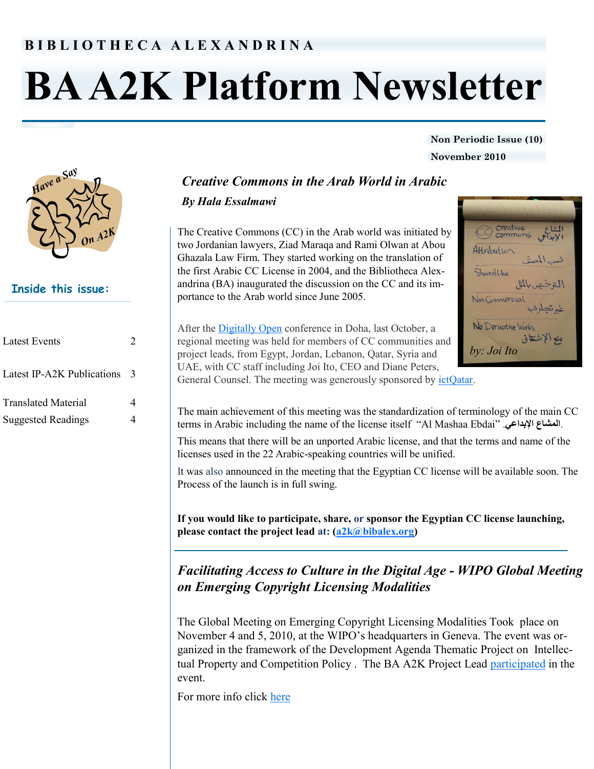BIBLIOTHECA ALEXANDRINA

# BA A2K Platform Newsletter

**Non Periodic Issue (10)**

**November 2010**

Have a Say On A2K

**Inside this issue:**

| | |
|---|---|
| Latest Events | 2 |
| Latest IP-A2K Publications | 3 |
| Translated Material | 4 |
| Suggested Readings | 4 |

## *Creative Commons in the Arab World in Arabic*

***By Hala Essalmawi***

The Creative Commons (CC) in the Arab world was initiated by two Jordanian lawyers, Ziad Maraqa and Rami Olwan at Abou Ghazala Law Firm. They started working on the translation of the first Arabic CC License in 2004, and the Bibliotheca Alexandrina (BA) inaugurated the discussion on the CC and its importance to the Arab world since June 2005.

After the Digitally Open conference in Doha, last October, a regional meeting was held for members of CC communities and project leads, from Egypt, Jordan, Lebanon, Qatar, Syria and UAE, with CC staff including Joi Ito, CEO and Diane Peters, General Counsel. The meeting was generously sponsored by ictQatar.

*by: Joi Ito*

The main achievement of this meeting was the standardization of terminology of the main CC terms in Arabic including the name of the license itself "Al Mashaa Ebdai" .المشاع الإبداعي.

This means that there will be an unported Arabic license, and that the terms and name of the licenses used in the 22 Arabic-speaking countries will be unified.

It was also announced in the meeting that the Egyptian CC license will be available soon. The Process of the launch is in full swing.

**If you would like to participate, share, or sponsor the Egyptian CC license launching, please contact the project lead at: (a2k@bibalex.org)**

## *Facilitating Access to Culture in the Digital Age - WIPO Global Meeting on Emerging Copyright Licensing Modalities*

The Global Meeting on Emerging Copyright Licensing Modalities Took place on November 4 and 5, 2010, at the WIPO's headquarters in Geneva. The event was organized in the framework of the Development Agenda Thematic Project on Intellectual Property and Competition Policy . The BA A2K Project Lead participated in the event.

For more info click here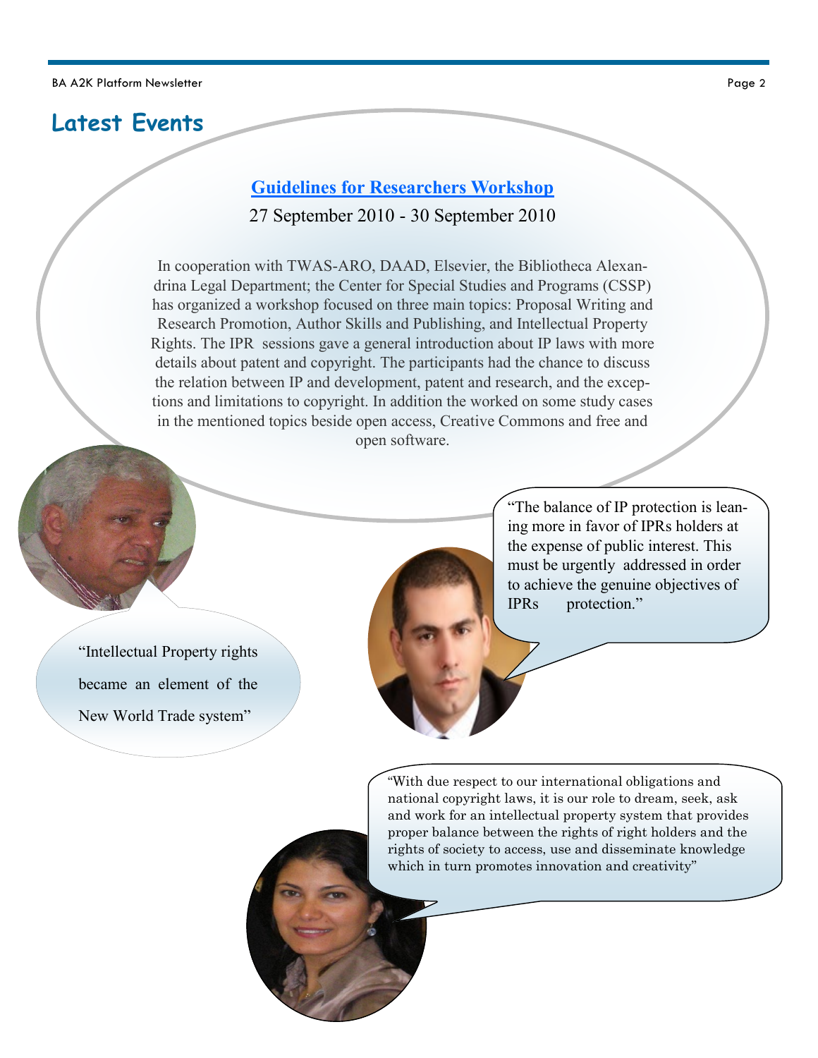# Latest Events

## Guidelines for Researchers Workshop

27 September 2010 - 30 September 2010

In cooperation with TWAS-ARO, DAAD, Elsevier, the Bibliotheca Alexandrina Legal Department; the Center for Special Studies and Programs (CSSP) has organized a workshop focused on three main topics: Proposal Writing and Research Promotion, Author Skills and Publishing, and Intellectual Property Rights. The IPR sessions gave a general introduction about IP laws with more details about patent and copyright. The participants had the chance to discuss the relation between IP and development, patent and research, and the exceptions and limitations to copyright. In addition the worked on some study cases in the mentioned topics beside open access, Creative Commons and free and open software.

"Intellectual Property rights became an element of the New World Trade system"

"The balance of IP protection is leaning more in favor of IPRs holders at the expense of public interest. This must be urgently addressed in order to achieve the genuine objectives of IPRs protection."

"With due respect to our international obligations and national copyright laws, it is our role to dream, seek, ask and work for an intellectual property system that provides proper balance between the rights of right holders and the rights of society to access, use and disseminate knowledge which in turn promotes innovation and creativity"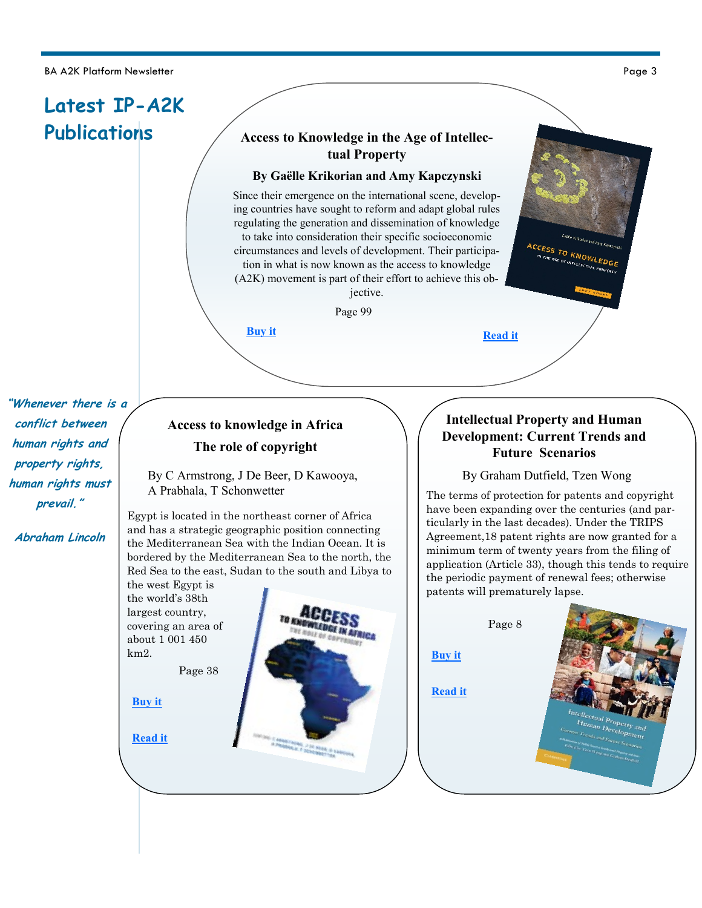# Latest IP-A2K Publications

*"Whenever there is a conflict between human rights and property rights, human rights must prevail."*

*Abraham Lincoln*

## Access to Knowledge in the Age of Intellectual Property

**By Gaëlle Krikorian and Amy Kapczynski**

Since their emergence on the international scene, developing countries have sought to reform and adapt global rules regulating the generation and dissemination of knowledge to take into consideration their specific socioeconomic circumstances and levels of development. Their participation in what is now known as the access to knowledge (A2K) movement is part of their effort to achieve this objective.

Page 99

**Buy it**

**Read it**

## Access to knowledge in Africa The role of copyright

By C Armstrong, J De Beer, D Kawooya, A Prabhala, T Schonwetter

Egypt is located in the northeast corner of Africa and has a strategic geographic position connecting the Mediterranean Sea with the Indian Ocean. It is bordered by the Mediterranean Sea to the north, the Red Sea to the east, Sudan to the south and Libya to the west Egypt is the world's 38th largest country, covering an area of about 1 001 450 km2.

Page 38

**Buy it**

**Read it**

## Intellectual Property and Human Development: Current Trends and Future Scenarios

By Graham Dutfield, Tzen Wong

The terms of protection for patents and copyright have been expanding over the centuries (and particularly in the last decades). Under the TRIPS Agreement,18 patent rights are now granted for a minimum term of twenty years from the filing of application (Article 33), though this tends to require the periodic payment of renewal fees; otherwise patents will prematurely lapse.

Page 8

**Buy it**

**Read it**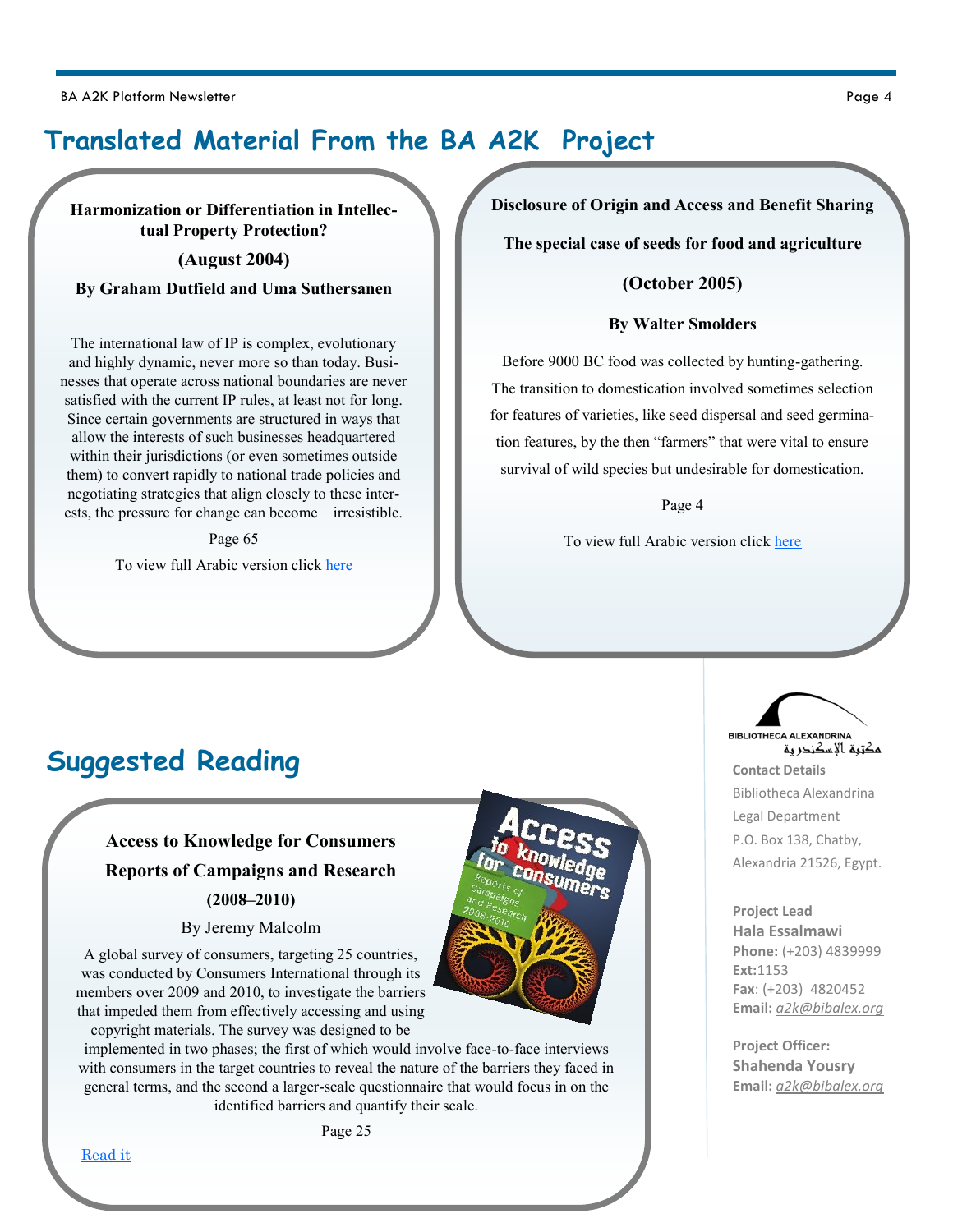# Translated Material From the BA A2K Project

**Harmonization or Differentiation in Intellectual Property Protection?**

**(August 2004)**

**By Graham Dutfield and Uma Suthersanen**

The international law of IP is complex, evolutionary and highly dynamic, never more so than today. Businesses that operate across national boundaries are never satisfied with the current IP rules, at least not for long. Since certain governments are structured in ways that allow the interests of such businesses headquartered within their jurisdictions (or even sometimes outside them) to convert rapidly to national trade policies and negotiating strategies that align closely to these interests, the pressure for change can become irresistible.

Page 65

To view full Arabic version click here

**Disclosure of Origin and Access and Benefit Sharing**

**The special case of seeds for food and agriculture**

**(October 2005)**

**By Walter Smolders**

Before 9000 BC food was collected by hunting-gathering. The transition to domestication involved sometimes selection for features of varieties, like seed dispersal and seed germination features, by the then "farmers" that were vital to ensure survival of wild species but undesirable for domestication.

Page 4

To view full Arabic version click here

# Suggested Reading

**Access to Knowledge for Consumers**

**Reports of Campaigns and Research**

**(2008–2010)**

By Jeremy Malcolm

A global survey of consumers, targeting 25 countries, was conducted by Consumers International through its members over 2009 and 2010, to investigate the barriers that impeded them from effectively accessing and using copyright materials. The survey was designed to be implemented in two phases; the first of which would involve face-to-face interviews with consumers in the target countries to reveal the nature of the barriers they faced in general terms, and the second a larger-scale questionnaire that would focus in on the identified barriers and quantify their scale.

Page 25

Read it

BIBLIOTHECA ALEXANDRINA
مكتبة الإسكندرية

**Contact Details**
Bibliotheca Alexandrina
Legal Department
P.O. Box 138, Chatby,
Alexandria 21526, Egypt.

**Project Lead**
**Hala Essalmawi**
**Phone:** (+203) 4839999
**Ext:**1153
**Fax**: (+203) 4820452
**Email:** *a2k@bibalex.org*

**Project Officer:**
**Shahenda Yousry**
**Email:** *a2k@bibalex.org*